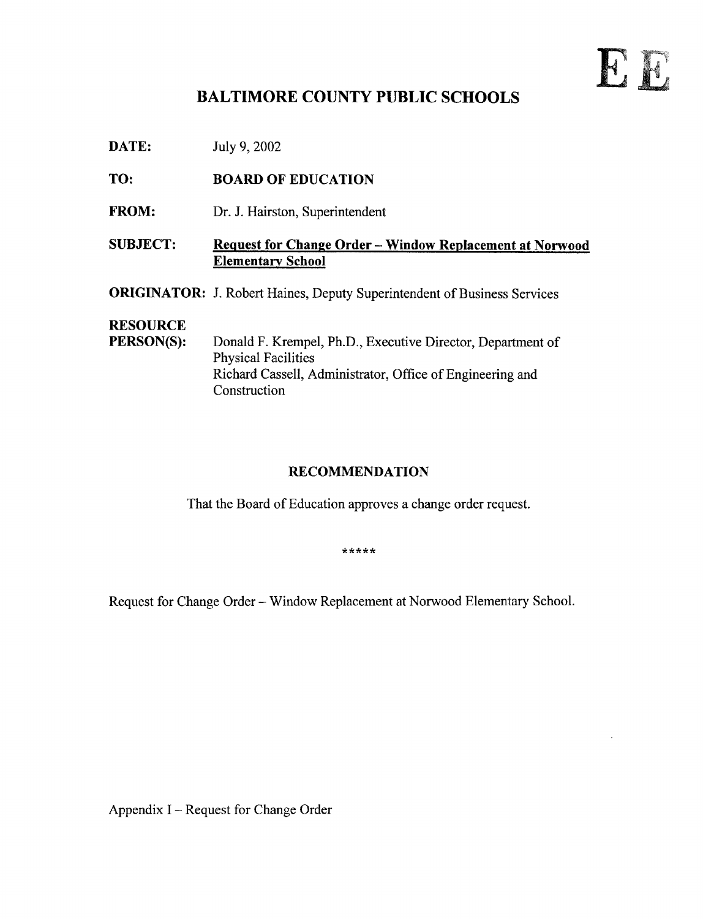EE

# BALTIMORE COUNTY PUBLIC SCHOOLS

**DATE:** July 9, 2002

**TO:** **BOARD OF EDUCATION**

**FROM:** Dr. J. Hairston, Superintendent

**SUBJECT:** **Request for Change Order – Window Replacement at Norwood Elementary School**

**ORIGINATOR:** J. Robert Haines, Deputy Superintendent of Business Services

**RESOURCE PERSON(S):** Donald F. Krempel, Ph.D., Executive Director, Department of Physical Facilities
Richard Cassell, Administrator, Office of Engineering and Construction

## RECOMMENDATION

That the Board of Education approves a change order request.

*****

Request for Change Order – Window Replacement at Norwood Elementary School.

Appendix I – Request for Change Order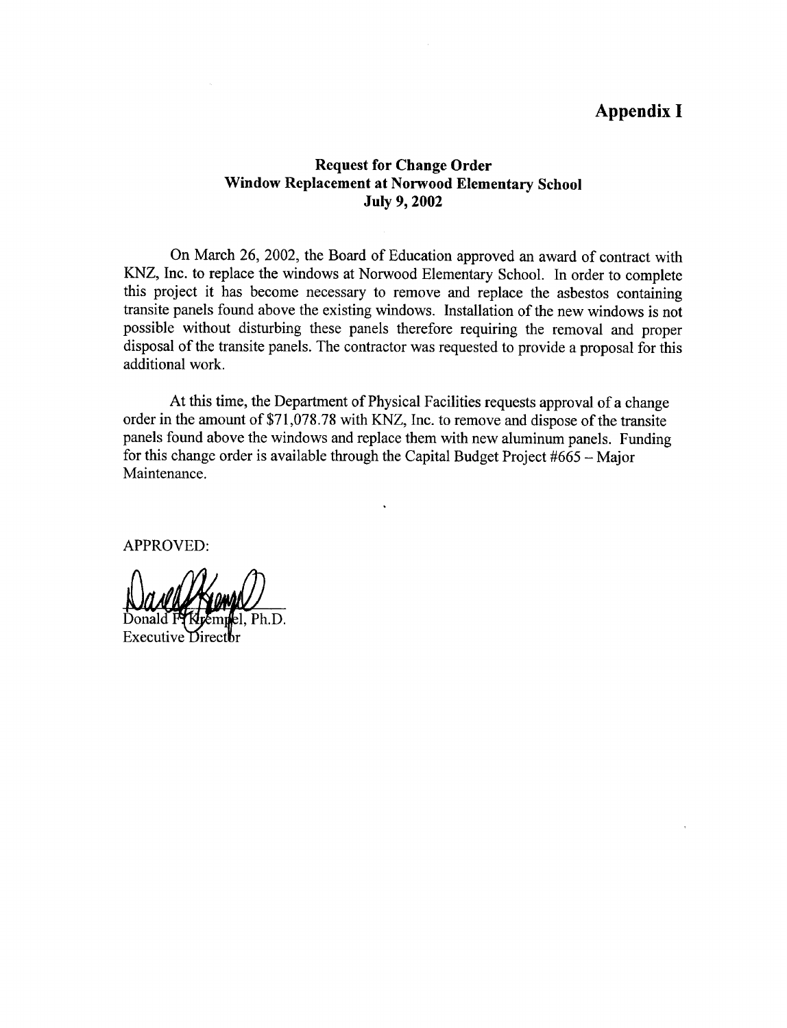# Appendix I

## Request for Change Order
## Window Replacement at Norwood Elementary School
## July 9, 2002

On March 26, 2002, the Board of Education approved an award of contract with KNZ, Inc. to replace the windows at Norwood Elementary School. In order to complete this project it has become necessary to remove and replace the asbestos containing transite panels found above the existing windows. Installation of the new windows is not possible without disturbing these panels therefore requiring the removal and proper disposal of the transite panels. The contractor was requested to provide a proposal for this additional work.

At this time, the Department of Physical Facilities requests approval of a change order in the amount of $71,078.78 with KNZ, Inc. to remove and dispose of the transite panels found above the windows and replace them with new aluminum panels. Funding for this change order is available through the Capital Budget Project #665 – Major Maintenance.

APPROVED:

Donald P. Krempel, Ph.D.
Executive Director